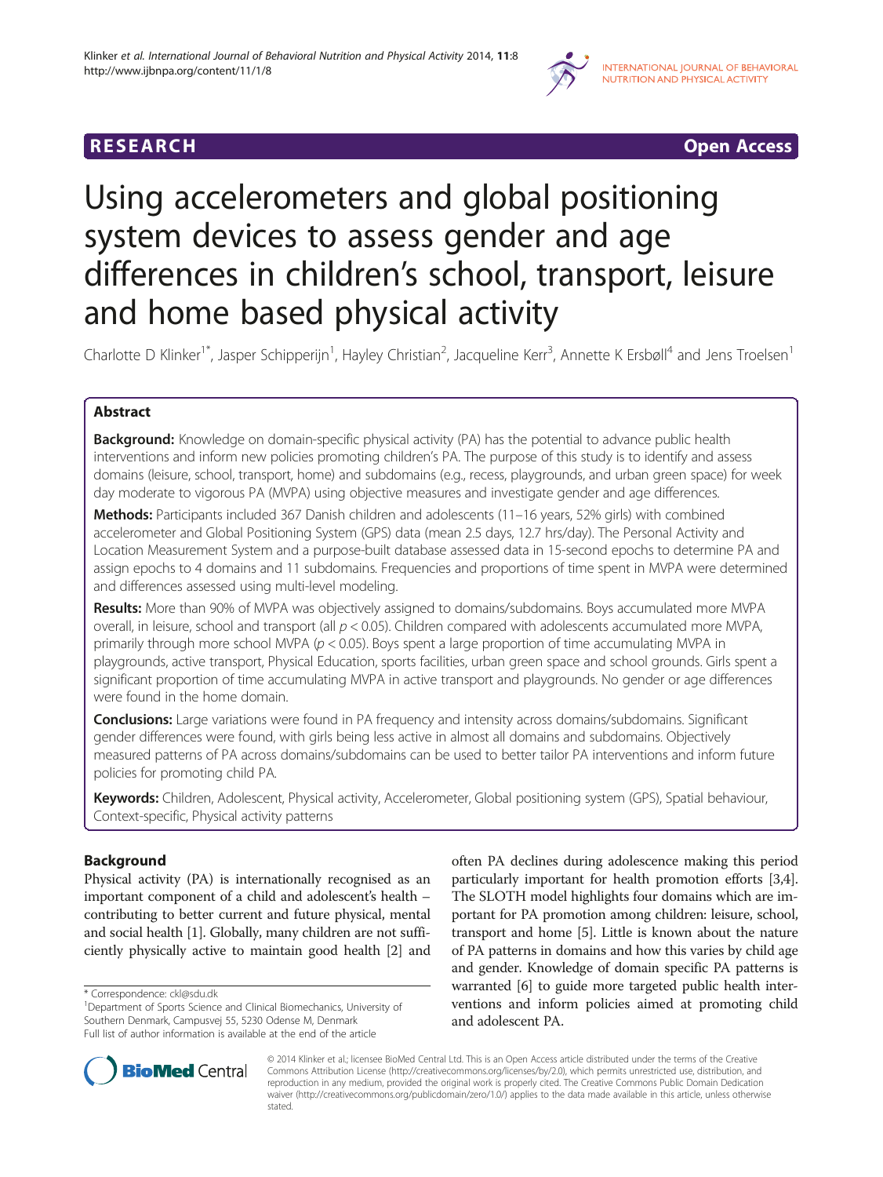RESEARCH Open Access

# Using accelerometers and global positioning system devices to assess gender and age differences in children's school, transport, leisure and home based physical activity

Charlotte D Klinker[1*], Jasper Schipperijn[1], Hayley Christian[2], Jacqueline Kerr[3], Annette K Ersbøll[4] and Jens Troelsen[1]

## Abstract

**Background:** Knowledge on domain-specific physical activity (PA) has the potential to advance public health interventions and inform new policies promoting children's PA. The purpose of this study is to identify and assess domains (leisure, school, transport, home) and subdomains (e.g., recess, playgrounds, and urban green space) for week day moderate to vigorous PA (MVPA) using objective measures and investigate gender and age differences.

**Methods:** Participants included 367 Danish children and adolescents (11–16 years, 52% girls) with combined accelerometer and Global Positioning System (GPS) data (mean 2.5 days, 12.7 hrs/day). The Personal Activity and Location Measurement System and a purpose-built database assessed data in 15-second epochs to determine PA and assign epochs to 4 domains and 11 subdomains. Frequencies and proportions of time spent in MVPA were determined and differences assessed using multi-level modeling.

**Results:** More than 90% of MVPA was objectively assigned to domains/subdomains. Boys accumulated more MVPA overall, in leisure, school and transport (all $p < 0.05$). Children compared with adolescents accumulated more MVPA, primarily through more school MVPA ($p < 0.05$). Boys spent a large proportion of time accumulating MVPA in playgrounds, active transport, Physical Education, sports facilities, urban green space and school grounds. Girls spent a significant proportion of time accumulating MVPA in active transport and playgrounds. No gender or age differences were found in the home domain.

**Conclusions:** Large variations were found in PA frequency and intensity across domains/subdomains. Significant gender differences were found, with girls being less active in almost all domains and subdomains. Objectively measured patterns of PA across domains/subdomains can be used to better tailor PA interventions and inform future policies for promoting child PA.

**Keywords:** Children, Adolescent, Physical activity, Accelerometer, Global positioning system (GPS), Spatial behaviour, Context-specific, Physical activity patterns

## Background

Physical activity (PA) is internationally recognised as an important component of a child and adolescent's health – contributing to better current and future physical, mental and social health [1]. Globally, many children are not sufficiently physically active to maintain good health [2] and often PA declines during adolescence making this period particularly important for health promotion efforts [3,4]. The SLOTH model highlights four domains which are important for PA promotion among children: leisure, school, transport and home [5]. Little is known about the nature of PA patterns in domains and how this varies by child age and gender. Knowledge of domain specific PA patterns is warranted [6] to guide more targeted public health interventions and inform policies aimed at promoting child and adolescent PA.

\* Correspondence: ckl@sdu.dk
[1]Department of Sports Science and Clinical Biomechanics, University of Southern Denmark, Campusvej 55, 5230 Odense M, Denmark
Full list of author information is available at the end of the article

© 2014 Klinker et al.; licensee BioMed Central Ltd. This is an Open Access article distributed under the terms of the Creative Commons Attribution License (http://creativecommons.org/licenses/by/2.0), which permits unrestricted use, distribution, and reproduction in any medium, provided the original work is properly cited. The Creative Commons Public Domain Dedication waiver (http://creativecommons.org/publicdomain/zero/1.0/) applies to the data made available in this article, unless otherwise stated.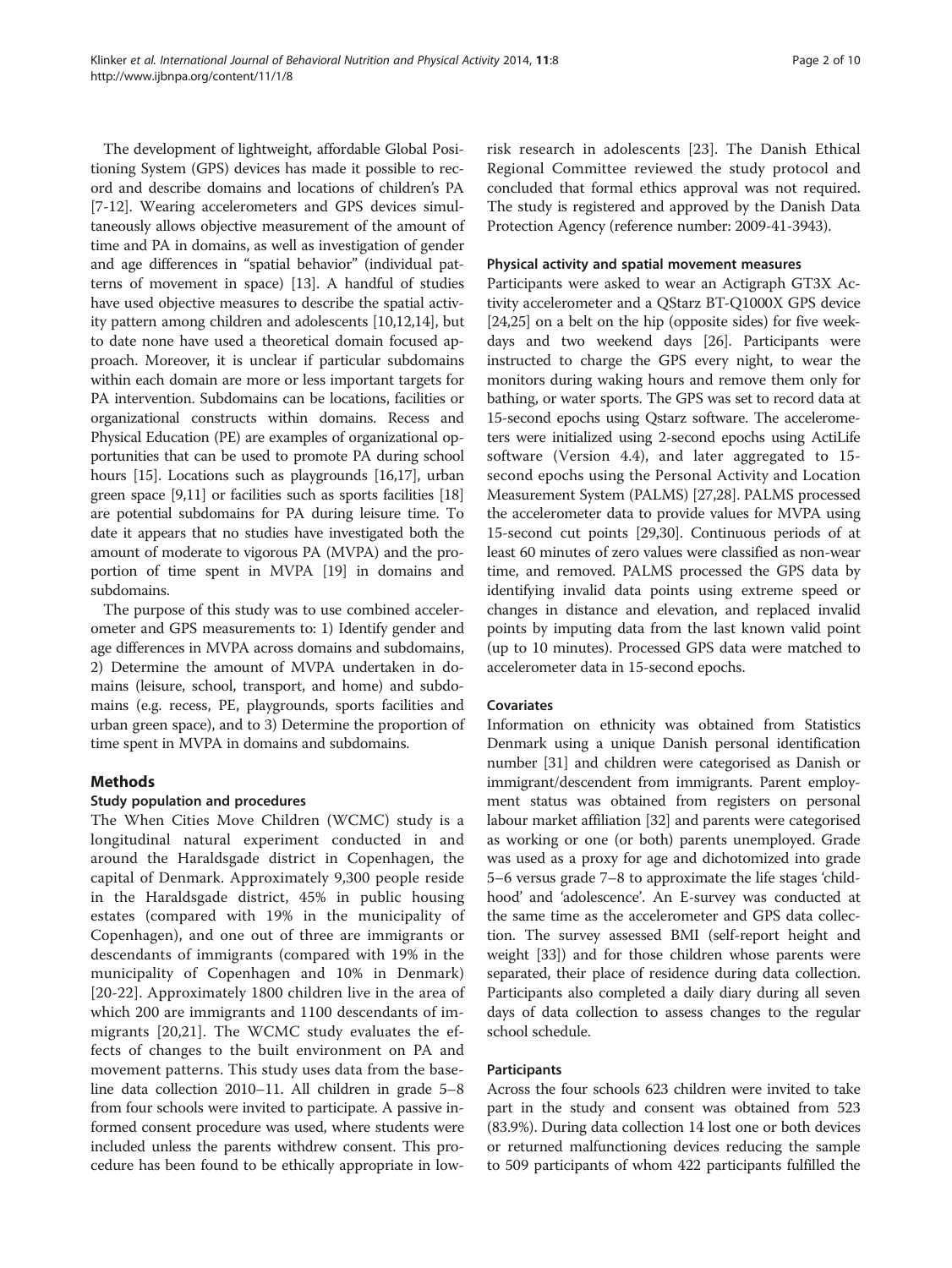The development of lightweight, affordable Global Positioning System (GPS) devices has made it possible to record and describe domains and locations of children's PA [7-12]. Wearing accelerometers and GPS devices simultaneously allows objective measurement of the amount of time and PA in domains, as well as investigation of gender and age differences in "spatial behavior" (individual patterns of movement in space) [13]. A handful of studies have used objective measures to describe the spatial activity pattern among children and adolescents [10,12,14], but to date none have used a theoretical domain focused approach. Moreover, it is unclear if particular subdomains within each domain are more or less important targets for PA intervention. Subdomains can be locations, facilities or organizational constructs within domains. Recess and Physical Education (PE) are examples of organizational opportunities that can be used to promote PA during school hours [15]. Locations such as playgrounds [16,17], urban green space [9,11] or facilities such as sports facilities [18] are potential subdomains for PA during leisure time. To date it appears that no studies have investigated both the amount of moderate to vigorous PA (MVPA) and the proportion of time spent in MVPA [19] in domains and subdomains.

The purpose of this study was to use combined accelerometer and GPS measurements to: 1) Identify gender and age differences in MVPA across domains and subdomains, 2) Determine the amount of MVPA undertaken in domains (leisure, school, transport, and home) and subdomains (e.g. recess, PE, playgrounds, sports facilities and urban green space), and to 3) Determine the proportion of time spent in MVPA in domains and subdomains.

## Methods

### Study population and procedures

The When Cities Move Children (WCMC) study is a longitudinal natural experiment conducted in and around the Haraldsgade district in Copenhagen, the capital of Denmark. Approximately 9,300 people reside in the Haraldsgade district, 45% in public housing estates (compared with 19% in the municipality of Copenhagen), and one out of three are immigrants or descendants of immigrants (compared with 19% in the municipality of Copenhagen and 10% in Denmark) [20-22]. Approximately 1800 children live in the area of which 200 are immigrants and 1100 descendants of immigrants [20,21]. The WCMC study evaluates the effects of changes to the built environment on PA and movement patterns. This study uses data from the baseline data collection 2010–11. All children in grade 5–8 from four schools were invited to participate. A passive informed consent procedure was used, where students were included unless the parents withdrew consent. This procedure has been found to be ethically appropriate in low-risk research in adolescents [23]. The Danish Ethical Regional Committee reviewed the study protocol and concluded that formal ethics approval was not required. The study is registered and approved by the Danish Data Protection Agency (reference number: 2009-41-3943).

### Physical activity and spatial movement measures

Participants were asked to wear an Actigraph GT3X Activity accelerometer and a QStarz BT-Q1000X GPS device [24,25] on a belt on the hip (opposite sides) for five weekdays and two weekend days [26]. Participants were instructed to charge the GPS every night, to wear the monitors during waking hours and remove them only for bathing, or water sports. The GPS was set to record data at 15-second epochs using Qstarz software. The accelerometers were initialized using 2-second epochs using ActiLife software (Version 4.4), and later aggregated to 15-second epochs using the Personal Activity and Location Measurement System (PALMS) [27,28]. PALMS processed the accelerometer data to provide values for MVPA using 15-second cut points [29,30]. Continuous periods of at least 60 minutes of zero values were classified as non-wear time, and removed. PALMS processed the GPS data by identifying invalid data points using extreme speed or changes in distance and elevation, and replaced invalid points by imputing data from the last known valid point (up to 10 minutes). Processed GPS data were matched to accelerometer data in 15-second epochs.

### Covariates

Information on ethnicity was obtained from Statistics Denmark using a unique Danish personal identification number [31] and children were categorised as Danish or immigrant/descendent from immigrants. Parent employment status was obtained from registers on personal labour market affiliation [32] and parents were categorised as working or one (or both) parents unemployed. Grade was used as a proxy for age and dichotomized into grade 5–6 versus grade 7–8 to approximate the life stages 'childhood' and 'adolescence'. An E-survey was conducted at the same time as the accelerometer and GPS data collection. The survey assessed BMI (self-report height and weight [33]) and for those children whose parents were separated, their place of residence during data collection. Participants also completed a daily diary during all seven days of data collection to assess changes to the regular school schedule.

### Participants

Across the four schools 623 children were invited to take part in the study and consent was obtained from 523 (83.9%). During data collection 14 lost one or both devices or returned malfunctioning devices reducing the sample to 509 participants of whom 422 participants fulfilled the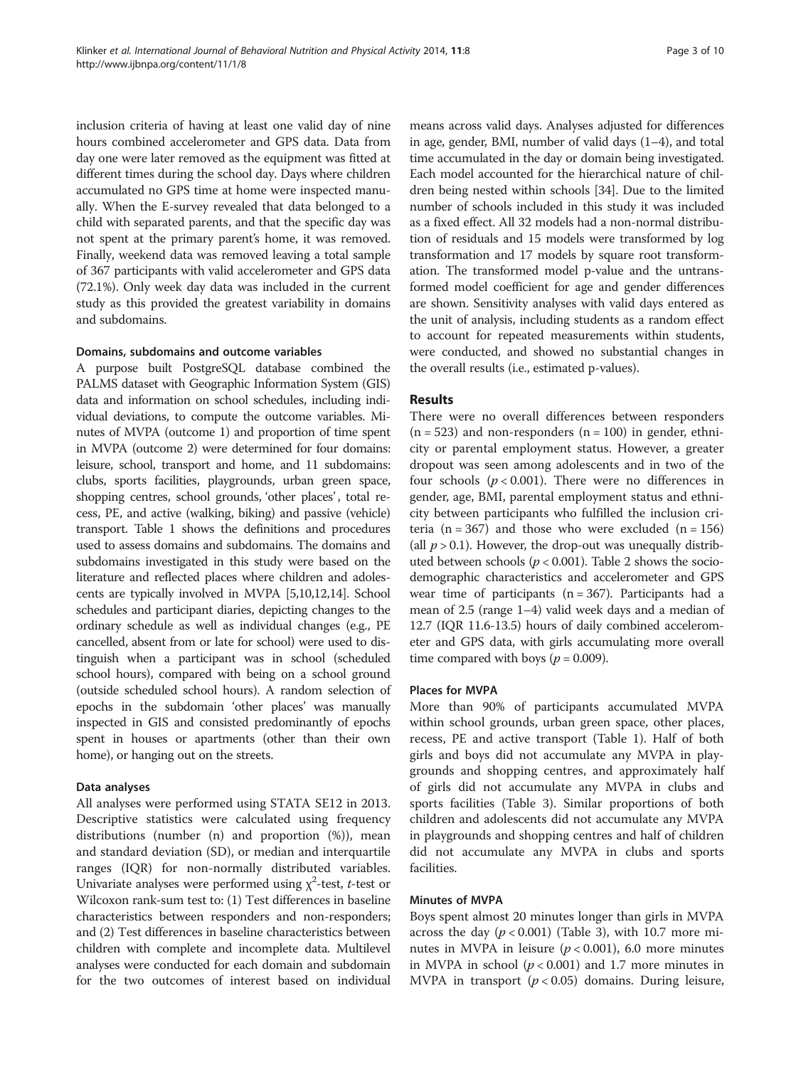inclusion criteria of having at least one valid day of nine hours combined accelerometer and GPS data. Data from day one were later removed as the equipment was fitted at different times during the school day. Days where children accumulated no GPS time at home were inspected manually. When the E-survey revealed that data belonged to a child with separated parents, and that the specific day was not spent at the primary parent's home, it was removed. Finally, weekend data was removed leaving a total sample of 367 participants with valid accelerometer and GPS data (72.1%). Only week day data was included in the current study as this provided the greatest variability in domains and subdomains.

#### Domains, subdomains and outcome variables

A purpose built PostgreSQL database combined the PALMS dataset with Geographic Information System (GIS) data and information on school schedules, including individual deviations, to compute the outcome variables. Minutes of MVPA (outcome 1) and proportion of time spent in MVPA (outcome 2) were determined for four domains: leisure, school, transport and home, and 11 subdomains: clubs, sports facilities, playgrounds, urban green space, shopping centres, school grounds, 'other places', total recess, PE, and active (walking, biking) and passive (vehicle) transport. Table 1 shows the definitions and procedures used to assess domains and subdomains. The domains and subdomains investigated in this study were based on the literature and reflected places where children and adolescents are typically involved in MVPA [5,10,12,14]. School schedules and participant diaries, depicting changes to the ordinary schedule as well as individual changes (e.g., PE cancelled, absent from or late for school) were used to distinguish when a participant was in school (scheduled school hours), compared with being on a school ground (outside scheduled school hours). A random selection of epochs in the subdomain 'other places' was manually inspected in GIS and consisted predominantly of epochs spent in houses or apartments (other than their own home), or hanging out on the streets.

#### Data analyses

All analyses were performed using STATA SE12 in 2013. Descriptive statistics were calculated using frequency distributions (number (n) and proportion (%)), mean and standard deviation (SD), or median and interquartile ranges (IQR) for non-normally distributed variables. Univariate analyses were performed using $\chi^2$-test, *t*-test or Wilcoxon rank-sum test to: (1) Test differences in baseline characteristics between responders and non-responders; and (2) Test differences in baseline characteristics between children with complete and incomplete data. Multilevel analyses were conducted for each domain and subdomain for the two outcomes of interest based on individual means across valid days. Analyses adjusted for differences in age, gender, BMI, number of valid days (1–4), and total time accumulated in the day or domain being investigated. Each model accounted for the hierarchical nature of children being nested within schools [34]. Due to the limited number of schools included in this study it was included as a fixed effect. All 32 models had a non-normal distribution of residuals and 15 models were transformed by log transformation and 17 models by square root transformation. The transformed model p-value and the untransformed model coefficient for age and gender differences are shown. Sensitivity analyses with valid days entered as the unit of analysis, including students as a random effect to account for repeated measurements within students, were conducted, and showed no substantial changes in the overall results (i.e., estimated p-values).

## Results

There were no overall differences between responders (n = 523) and non-responders (n = 100) in gender, ethnicity or parental employment status. However, a greater dropout was seen among adolescents and in two of the four schools ($p < 0.001$). There were no differences in gender, age, BMI, parental employment status and ethnicity between participants who fulfilled the inclusion criteria (n = 367) and those who were excluded (n = 156) (all $p > 0.1$). However, the drop-out was unequally distributed between schools ($p < 0.001$). Table 2 shows the sociodemographic characteristics and accelerometer and GPS wear time of participants (n = 367). Participants had a mean of 2.5 (range 1–4) valid week days and a median of 12.7 (IQR 11.6-13.5) hours of daily combined accelerometer and GPS data, with girls accumulating more overall time compared with boys ($p = 0.009$).

#### Places for MVPA

More than 90% of participants accumulated MVPA within school grounds, urban green space, other places, recess, PE and active transport (Table 1). Half of both girls and boys did not accumulate any MVPA in playgrounds and shopping centres, and approximately half of girls did not accumulate any MVPA in clubs and sports facilities (Table 3). Similar proportions of both children and adolescents did not accumulate any MVPA in playgrounds and shopping centres and half of children did not accumulate any MVPA in clubs and sports facilities.

#### Minutes of MVPA

Boys spent almost 20 minutes longer than girls in MVPA across the day ($p < 0.001$) (Table 3), with 10.7 more minutes in MVPA in leisure ($p < 0.001$), 6.0 more minutes in MVPA in school ($p < 0.001$) and 1.7 more minutes in MVPA in transport ($p < 0.05$) domains. During leisure,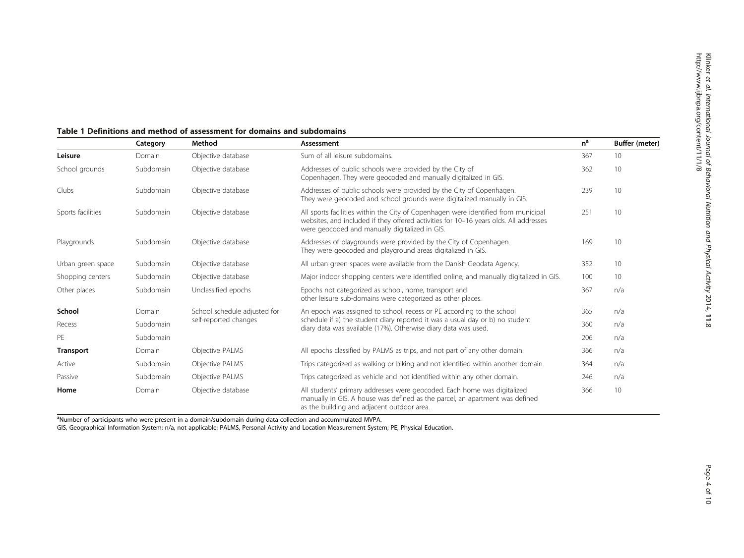**Table 1 Definitions and method of assessment for domains and subdomains**

| | Category | Method | Assessment | n[a] | Buffer (meter) |
|---|---|---|---|---|---|
| **Leisure** | Domain | Objective database | Sum of all leisure subdomains. | 367 | 10 |
| School grounds | Subdomain | Objective database | Addresses of public schools were provided by the City of Copenhagen. They were geocoded and manually digitalized in GIS. | 362 | 10 |
| Clubs | Subdomain | Objective database | Addresses of public schools were provided by the City of Copenhagen. They were geocoded and school grounds were digitalized manually in GIS. | 239 | 10 |
| Sports facilities | Subdomain | Objective database | All sports facilities within the City of Copenhagen were identified from municipal websites, and included if they offered activities for 10–16 years olds. All addresses were geocoded and manually digitalized in GIS. | 251 | 10 |
| Playgrounds | Subdomain | Objective database | Addresses of playgrounds were provided by the City of Copenhagen. They were geocoded and playground areas digitalized in GIS. | 169 | 10 |
| Urban green space | Subdomain | Objective database | All urban green spaces were available from the Danish Geodata Agency. | 352 | 10 |
| Shopping centers | Subdomain | Objective database | Major indoor shopping centers were identified online, and manually digitalized in GIS. | 100 | 10 |
| Other places | Subdomain | Unclassified epochs | Epochs not categorized as school, home, transport and other leisure sub-domains were categorized as other places. | 367 | n/a |
| **School** | Domain | School schedule adjusted for self-reported changes | An epoch was assigned to school, recess or PE according to the school schedule if a) the student diary reported it was a usual day or b) no student diary data was available (17%). Otherwise diary data was used. | 365 | n/a |
| Recess | Subdomain | | | 360 | n/a |
| PE | Subdomain | | | 206 | n/a |
| **Transport** | Domain | Objective PALMS | All epochs classified by PALMS as trips, and not part of any other domain. | 366 | n/a |
| Active | Subdomain | Objective PALMS | Trips categorized as walking or biking and not identified within another domain. | 364 | n/a |
| Passive | Subdomain | Objective PALMS | Trips categorized as vehicle and not identified within any other domain. | 246 | n/a |
| **Home** | Domain | Objective database | All students' primary addresses were geocoded. Each home was digitalized manually in GIS. A house was defined as the parcel, an apartment was defined as the building and adjacent outdoor area. | 366 | 10 |

[a]Number of participants who were present in a domain/subdomain during data collection and accummulated MVPA.

GIS, Geographical Information System; n/a, not applicable; PALMS, Personal Activity and Location Measurement System; PE, Physical Education.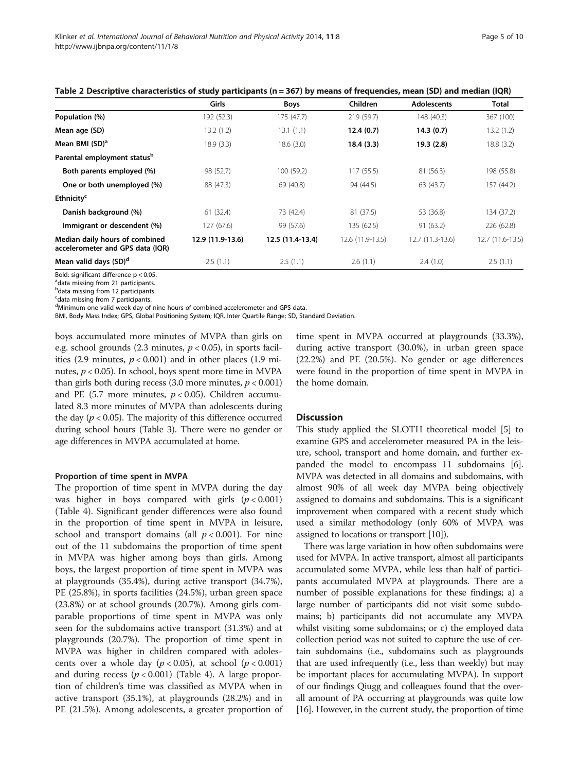**Table 2 Descriptive characteristics of study participants (n = 367) by means of frequencies, mean (SD) and median (IQR)**

| | Girls | Boys | Children | Adolescents | Total |
|---|---|---|---|---|---|
| **Population (%)** | 192 (52.3) | 175 (47.7) | 219 (59.7) | 148 (40.3) | 367 (100) |
| **Mean age (SD)** | 13.2 (1.2) | 13.1 (1.1) | **12.4 (0.7)** | **14.3 (0.7)** | 13.2 (1.2) |
| **Mean BMI (SD)[a]** | 18.9 (3.3) | 18.6 (3.0) | **18.4 (3.3)** | **19.3 (2.8)** | 18.8 (3.2) |
| **Parental employment status[b]** | | | | | |
| **Both parents employed (%)** | 98 (52.7) | 100 (59.2) | 117 (55.5) | 81 (56.3) | 198 (55.8) |
| **One or both unemployed (%)** | 88 (47.3) | 69 (40.8) | 94 (44.5) | 63 (43.7) | 157 (44.2) |
| **Ethnicity[c]** | | | | | |
| **Danish background (%)** | 61 (32.4) | 73 (42.4) | 81 (37.5) | 53 (36.8) | 134 (37.2) |
| **Immigrant or descendent (%)** | 127 (67.6) | 99 (57.6) | 135 (62.5) | 91 (63.2) | 226 (62.8) |
| **Median daily hours of combined accelerometer and GPS data (IQR)** | **12.9 (11.9-13.6)** | **12.5 (11.4-13.4)** | 12.6 (11.9-13.5) | 12.7 (11.3-13.6) | 12.7 (11.6-13.5) |
| **Mean valid days (SD)[d]** | 2.5 (1.1) | 2.5 (1.1) | 2.6 (1.1) | 2.4 (1.0) | 2.5 (1.1) |

Bold: significant difference $p < 0.05$.
[a]data missing from 21 participants.
[b]data missing from 12 participants.
[c]data missing from 7 participants.
[d]Minimum one valid week day of nine hours of combined accelerometer and GPS data.
BMI, Body Mass Index; GPS, Global Positioning System; IQR, Inter Quartile Range; SD, Standard Deviation.

boys accumulated more minutes of MVPA than girls on e.g. school grounds (2.3 minutes, $p < 0.05$), in sports facilities (2.9 minutes, $p < 0.001$) and in other places (1.9 minutes, $p < 0.05$). In school, boys spent more time in MVPA than girls both during recess (3.0 more minutes, $p < 0.001$) and PE (5.7 more minutes, $p < 0.05$). Children accumulated 8.3 more minutes of MVPA than adolescents during the day ($p < 0.05$). The majority of this difference occurred during school hours (Table 3). There were no gender or age differences in MVPA accumulated at home.

#### Proportion of time spent in MVPA

The proportion of time spent in MVPA during the day was higher in boys compared with girls ($p < 0.001$) (Table 4). Significant gender differences were also found in the proportion of time spent in MVPA in leisure, school and transport domains (all $p < 0.001$). For nine out of the 11 subdomains the proportion of time spent in MVPA was higher among boys than girls. Among boys, the largest proportion of time spent in MVPA was at playgrounds (35.4%), during active transport (34.7%), PE (25.8%), in sports facilities (24.5%), urban green space (23.8%) or at school grounds (20.7%). Among girls comparable proportions of time spent in MVPA was only seen for the subdomains active transport (31.3%) and at playgrounds (20.7%). The proportion of time spent in MVPA was higher in children compared with adolescents over a whole day ($p < 0.05$), at school ($p < 0.001$) and during recess ($p < 0.001$) (Table 4). A large proportion of children's time was classified as MVPA when in active transport (35.1%), at playgrounds (28.2%) and in PE (21.5%). Among adolescents, a greater proportion of time spent in MVPA occurred at playgrounds (33.3%), during active transport (30.0%), in urban green space (22.2%) and PE (20.5%). No gender or age differences were found in the proportion of time spent in MVPA in the home domain.

## Discussion

This study applied the SLOTH theoretical model [5] to examine GPS and accelerometer measured PA in the leisure, school, transport and home domain, and further expanded the model to encompass 11 subdomains [6]. MVPA was detected in all domains and subdomains, with almost 90% of all week day MVPA being objectively assigned to domains and subdomains. This is a significant improvement when compared with a recent study which used a similar methodology (only 60% of MVPA was assigned to locations or transport [10]).

There was large variation in how often subdomains were used for MVPA. In active transport, almost all participants accumulated some MVPA, while less than half of participants accumulated MVPA at playgrounds. There are a number of possible explanations for these findings; a) a large number of participants did not visit some subdomains; b) participants did not accumulate any MVPA whilst visiting some subdomains; or c) the employed data collection period was not suited to capture the use of certain subdomains (i.e., subdomains such as playgrounds that are used infrequently (i.e., less than weekly) but may be important places for accumulating MVPA). In support of our findings Qiugg and colleagues found that the overall amount of PA occurring at playgrounds was quite low [16]. However, in the current study, the proportion of time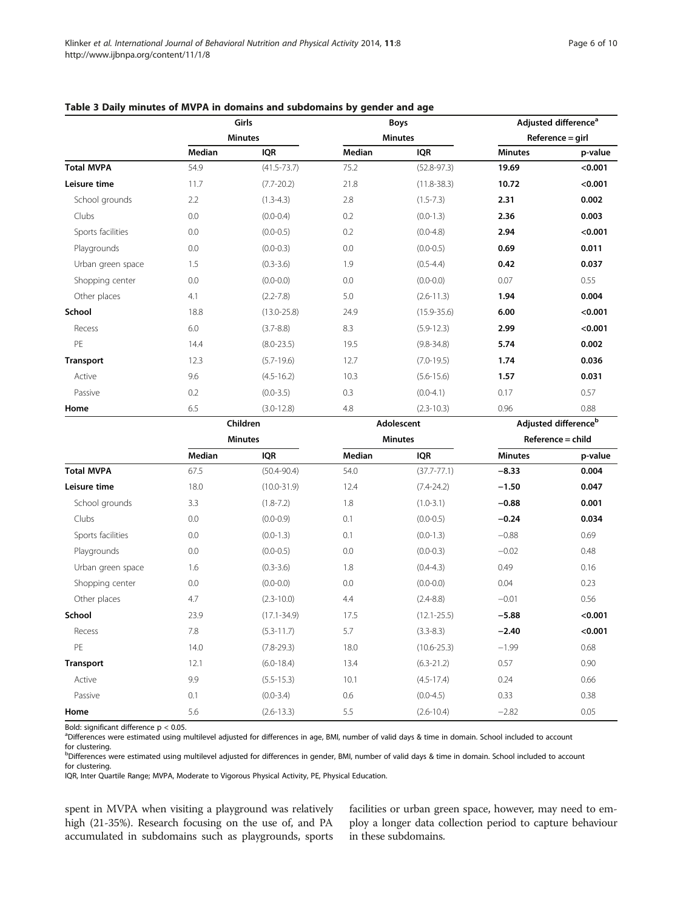**Table 3 Daily minutes of MVPA in domains and subdomains by gender and age**

| | Girls | | Boys | | Adjusted difference[a] | |
|---|---|---|---|---|---|---|
| | Minutes | | Minutes | | Reference = girl | |
| | Median | IQR | Median | IQR | Minutes | p-value |
| **Total MVPA** | 54.9 | (41.5-73.7) | 75.2 | (52.8-97.3) | **19.69** | **<0.001** |
| **Leisure time** | 11.7 | (7.7-20.2) | 21.8 | (11.8-38.3) | **10.72** | **<0.001** |
| School grounds | 2.2 | (1.3-4.3) | 2.8 | (1.5-7.3) | **2.31** | **0.002** |
| Clubs | 0.0 | (0.0-0.4) | 0.2 | (0.0-1.3) | **2.36** | **0.003** |
| Sports facilities | 0.0 | (0.0-0.5) | 0.2 | (0.0-4.8) | **2.94** | **<0.001** |
| Playgrounds | 0.0 | (0.0-0.3) | 0.0 | (0.0-0.5) | **0.69** | **0.011** |
| Urban green space | 1.5 | (0.3-3.6) | 1.9 | (0.5-4.4) | **0.42** | **0.037** |
| Shopping center | 0.0 | (0.0-0.0) | 0.0 | (0.0-0.0) | 0.07 | 0.55 |
| Other places | 4.1 | (2.2-7.8) | 5.0 | (2.6-11.3) | **1.94** | **0.004** |
| **School** | 18.8 | (13.0-25.8) | 24.9 | (15.9-35.6) | **6.00** | **<0.001** |
| Recess | 6.0 | (3.7-8.8) | 8.3 | (5.9-12.3) | **2.99** | **<0.001** |
| PE | 14.4 | (8.0-23.5) | 19.5 | (9.8-34.8) | **5.74** | **0.002** |
| **Transport** | 12.3 | (5.7-19.6) | 12.7 | (7.0-19.5) | **1.74** | **0.036** |
| Active | 9.6 | (4.5-16.2) | 10.3 | (5.6-15.6) | **1.57** | **0.031** |
| Passive | 0.2 | (0.0-3.5) | 0.3 | (0.0-4.1) | 0.17 | 0.57 |
| **Home** | 6.5 | (3.0-12.8) | 4.8 | (2.3-10.3) | 0.96 | 0.88 |
| | **Children** | | **Adolescent** | | **Adjusted difference[b]** | |
| | **Minutes** | | **Minutes** | | **Reference = child** | |
| | **Median** | **IQR** | **Median** | **IQR** | **Minutes** | **p-value** |
| **Total MVPA** | 67.5 | (50.4-90.4) | 54.0 | (37.7-77.1) | **−8.33** | **0.004** |
| **Leisure time** | 18.0 | (10.0-31.9) | 12.4 | (7.4-24.2) | **−1.50** | **0.047** |
| School grounds | 3.3 | (1.8-7.2) | 1.8 | (1.0-3.1) | **−0.88** | **0.001** |
| Clubs | 0.0 | (0.0-0.9) | 0.1 | (0.0-0.5) | **−0.24** | **0.034** |
| Sports facilities | 0.0 | (0.0-1.3) | 0.1 | (0.0-1.3) | −0.88 | 0.69 |
| Playgrounds | 0.0 | (0.0-0.5) | 0.0 | (0.0-0.3) | −0.02 | 0.48 |
| Urban green space | 1.6 | (0.3-3.6) | 1.8 | (0.4-4.3) | 0.49 | 0.16 |
| Shopping center | 0.0 | (0.0-0.0) | 0.0 | (0.0-0.0) | 0.04 | 0.23 |
| Other places | 4.7 | (2.3-10.0) | 4.4 | (2.4-8.8) | −0.01 | 0.56 |
| **School** | 23.9 | (17.1-34.9) | 17.5 | (12.1-25.5) | **−5.88** | **<0.001** |
| Recess | 7.8 | (5.3-11.7) | 5.7 | (3.3-8.3) | **−2.40** | **<0.001** |
| PE | 14.0 | (7.8-29.3) | 18.0 | (10.6-25.3) | −1.99 | 0.68 |
| **Transport** | 12.1 | (6.0-18.4) | 13.4 | (6.3-21.2) | 0.57 | 0.90 |
| Active | 9.9 | (5.5-15.3) | 10.1 | (4.5-17.4) | 0.24 | 0.66 |
| Passive | 0.1 | (0.0-3.4) | 0.6 | (0.0-4.5) | 0.33 | 0.38 |
| **Home** | 5.6 | (2.6-13.3) | 5.5 | (2.6-10.4) | −2.82 | 0.05 |

Bold: significant difference $p < 0.05$.
[a]Differences were estimated using multilevel adjusted for differences in age, BMI, number of valid days & time in domain. School included to account for clustering.
[b]Differences were estimated using multilevel adjusted for differences in gender, BMI, number of valid days & time in domain. School included to account for clustering.
IQR, Inter Quartile Range; MVPA, Moderate to Vigorous Physical Activity, PE, Physical Education.

spent in MVPA when visiting a playground was relatively high (21-35%). Research focusing on the use of, and PA accumulated in subdomains such as playgrounds, sports facilities or urban green space, however, may need to employ a longer data collection period to capture behaviour in these subdomains.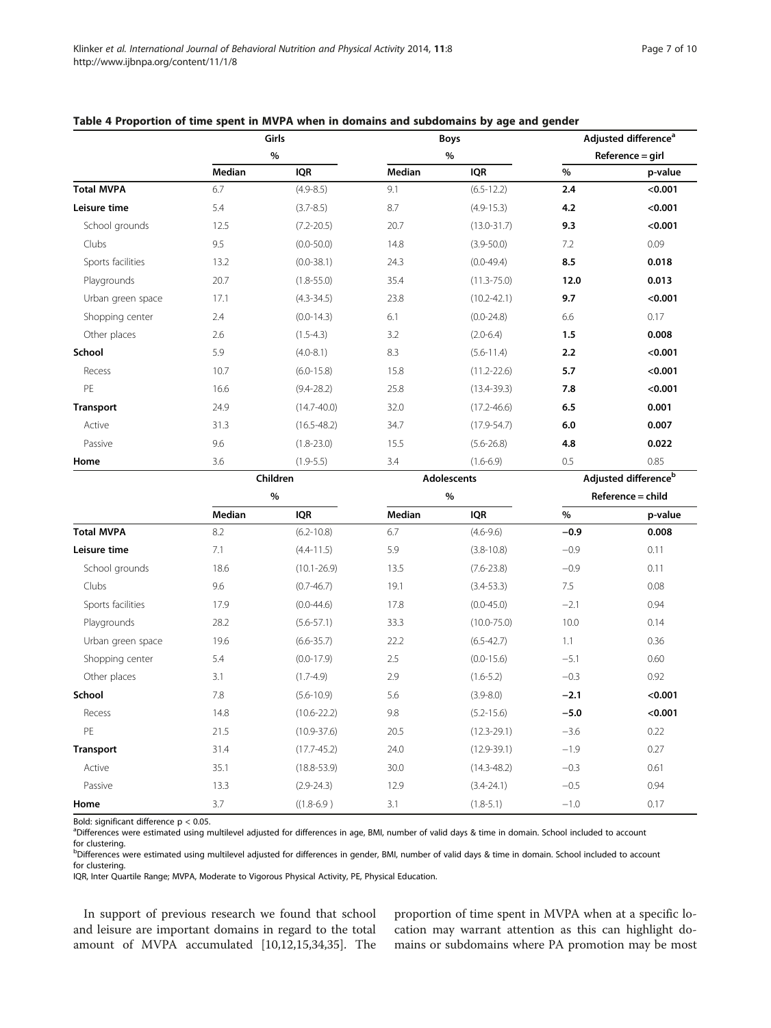**Table 4 Proportion of time spent in MVPA when in domains and subdomains by age and gender**

| | Girls | | Boys | | Adjusted difference[a] | |
|---|---|---|---|---|---|---|
| | % | | % | | Reference = girl | |
| | Median | IQR | Median | IQR | % | p-value |
| **Total MVPA** | 6.7 | (4.9-8.5) | 9.1 | (6.5-12.2) | **2.4** | **<0.001** |
| **Leisure time** | 5.4 | (3.7-8.5) | 8.7 | (4.9-15.3) | **4.2** | **<0.001** |
| School grounds | 12.5 | (7.2-20.5) | 20.7 | (13.0-31.7) | **9.3** | **<0.001** |
| Clubs | 9.5 | (0.0-50.0) | 14.8 | (3.9-50.0) | 7.2 | 0.09 |
| Sports facilities | 13.2 | (0.0-38.1) | 24.3 | (0.0-49.4) | **8.5** | **0.018** |
| Playgrounds | 20.7 | (1.8-55.0) | 35.4 | (11.3-75.0) | **12.0** | **0.013** |
| Urban green space | 17.1 | (4.3-34.5) | 23.8 | (10.2-42.1) | **9.7** | **<0.001** |
| Shopping center | 2.4 | (0.0-14.3) | 6.1 | (0.0-24.8) | 6.6 | 0.17 |
| Other places | 2.6 | (1.5-4.3) | 3.2 | (2.0-6.4) | **1.5** | **0.008** |
| **School** | 5.9 | (4.0-8.1) | 8.3 | (5.6-11.4) | **2.2** | **<0.001** |
| Recess | 10.7 | (6.0-15.8) | 15.8 | (11.2-22.6) | **5.7** | **<0.001** |
| PE | 16.6 | (9.4-28.2) | 25.8 | (13.4-39.3) | **7.8** | **<0.001** |
| **Transport** | 24.9 | (14.7-40.0) | 32.0 | (17.2-46.6) | **6.5** | **0.001** |
| Active | 31.3 | (16.5-48.2) | 34.7 | (17.9-54.7) | **6.0** | **0.007** |
| Passive | 9.6 | (1.8-23.0) | 15.5 | (5.6-26.8) | **4.8** | **0.022** |
| **Home** | 3.6 | (1.9-5.5) | 3.4 | (1.6-6.9) | 0.5 | 0.85 |
| | **Children** | | **Adolescents** | | **Adjusted difference[b]** | |
| | % | | % | | Reference = child | |
| | Median | IQR | Median | IQR | % | p-value |
| **Total MVPA** | 8.2 | (6.2-10.8) | 6.7 | (4.6-9.6) | **−0.9** | **0.008** |
| **Leisure time** | 7.1 | (4.4-11.5) | 5.9 | (3.8-10.8) | −0.9 | 0.11 |
| School grounds | 18.6 | (10.1-26.9) | 13.5 | (7.6-23.8) | −0.9 | 0.11 |
| Clubs | 9.6 | (0.7-46.7) | 19.1 | (3.4-53.3) | 7.5 | 0.08 |
| Sports facilities | 17.9 | (0.0-44.6) | 17.8 | (0.0-45.0) | −2.1 | 0.94 |
| Playgrounds | 28.2 | (5.6-57.1) | 33.3 | (10.0-75.0) | 10.0 | 0.14 |
| Urban green space | 19.6 | (6.6-35.7) | 22.2 | (6.5-42.7) | 1.1 | 0.36 |
| Shopping center | 5.4 | (0.0-17.9) | 2.5 | (0.0-15.6) | −5.1 | 0.60 |
| Other places | 3.1 | (1.7-4.9) | 2.9 | (1.6-5.2) | −0.3 | 0.92 |
| **School** | 7.8 | (5.6-10.9) | 5.6 | (3.9-8.0) | **−2.1** | **<0.001** |
| Recess | 14.8 | (10.6-22.2) | 9.8 | (5.2-15.6) | **−5.0** | **<0.001** |
| PE | 21.5 | (10.9-37.6) | 20.5 | (12.3-29.1) | −3.6 | 0.22 |
| **Transport** | 31.4 | (17.7-45.2) | 24.0 | (12.9-39.1) | −1.9 | 0.27 |
| Active | 35.1 | (18.8-53.9) | 30.0 | (14.3-48.2) | −0.3 | 0.61 |
| Passive | 13.3 | (2.9-24.3) | 12.9 | (3.4-24.1) | −0.5 | 0.94 |
| **Home** | 3.7 | ((1.8-6.9 ) | 3.1 | (1.8-5.1) | −1.0 | 0.17 |

Bold: significant difference $p < 0.05$.
[a]Differences were estimated using multilevel adjusted for differences in age, BMI, number of valid days & time in domain. School included to account for clustering.
[b]Differences were estimated using multilevel adjusted for differences in gender, BMI, number of valid days & time in domain. School included to account for clustering.
IQR, Inter Quartile Range; MVPA, Moderate to Vigorous Physical Activity, PE, Physical Education.

In support of previous research we found that school and leisure are important domains in regard to the total amount of MVPA accumulated [10,12,15,34,35]. The proportion of time spent in MVPA when at a specific location may warrant attention as this can highlight domains or subdomains where PA promotion may be most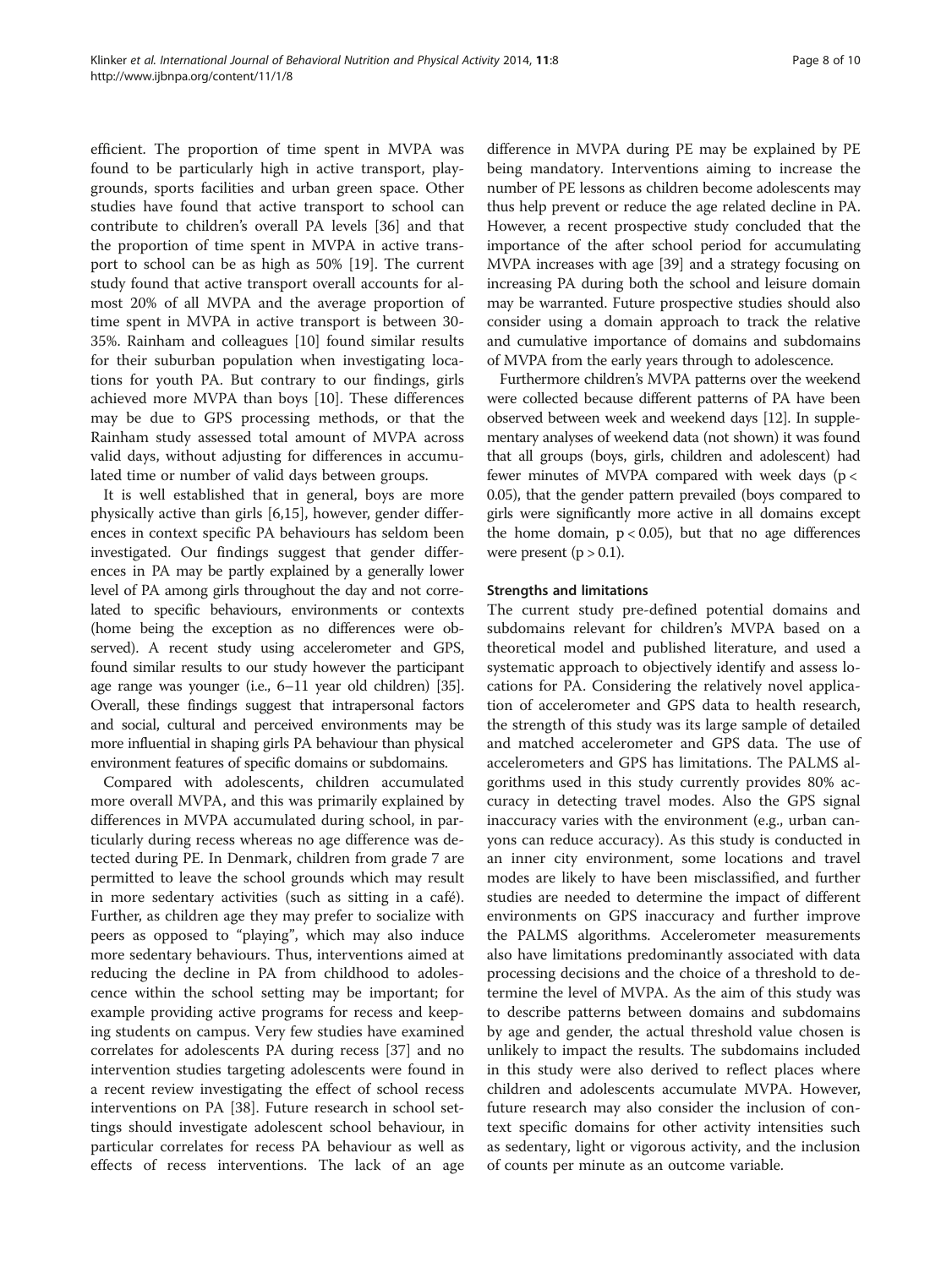efficient. The proportion of time spent in MVPA was found to be particularly high in active transport, playgrounds, sports facilities and urban green space. Other studies have found that active transport to school can contribute to children's overall PA levels [36] and that the proportion of time spent in MVPA in active transport to school can be as high as 50% [19]. The current study found that active transport overall accounts for almost 20% of all MVPA and the average proportion of time spent in MVPA in active transport is between 30-35%. Rainham and colleagues [10] found similar results for their suburban population when investigating locations for youth PA. But contrary to our findings, girls achieved more MVPA than boys [10]. These differences may be due to GPS processing methods, or that the Rainham study assessed total amount of MVPA across valid days, without adjusting for differences in accumulated time or number of valid days between groups.

It is well established that in general, boys are more physically active than girls [6,15], however, gender differences in context specific PA behaviours has seldom been investigated. Our findings suggest that gender differences in PA may be partly explained by a generally lower level of PA among girls throughout the day and not correlated to specific behaviours, environments or contexts (home being the exception as no differences were observed). A recent study using accelerometer and GPS, found similar results to our study however the participant age range was younger (i.e., 6–11 year old children) [35]. Overall, these findings suggest that intrapersonal factors and social, cultural and perceived environments may be more influential in shaping girls PA behaviour than physical environment features of specific domains or subdomains.

Compared with adolescents, children accumulated more overall MVPA, and this was primarily explained by differences in MVPA accumulated during school, in particularly during recess whereas no age difference was detected during PE. In Denmark, children from grade 7 are permitted to leave the school grounds which may result in more sedentary activities (such as sitting in a café). Further, as children age they may prefer to socialize with peers as opposed to "playing", which may also induce more sedentary behaviours. Thus, interventions aimed at reducing the decline in PA from childhood to adolescence within the school setting may be important; for example providing active programs for recess and keeping students on campus. Very few studies have examined correlates for adolescents PA during recess [37] and no intervention studies targeting adolescents were found in a recent review investigating the effect of school recess interventions on PA [38]. Future research in school settings should investigate adolescent school behaviour, in particular correlates for recess PA behaviour as well as effects of recess interventions. The lack of an age difference in MVPA during PE may be explained by PE being mandatory. Interventions aiming to increase the number of PE lessons as children become adolescents may thus help prevent or reduce the age related decline in PA. However, a recent prospective study concluded that the importance of the after school period for accumulating MVPA increases with age [39] and a strategy focusing on increasing PA during both the school and leisure domain may be warranted. Future prospective studies should also consider using a domain approach to track the relative and cumulative importance of domains and subdomains of MVPA from the early years through to adolescence.

Furthermore children's MVPA patterns over the weekend were collected because different patterns of PA have been observed between week and weekend days [12]. In supplementary analyses of weekend data (not shown) it was found that all groups (boys, girls, children and adolescent) had fewer minutes of MVPA compared with week days ($p < 0.05$), that the gender pattern prevailed (boys compared to girls were significantly more active in all domains except the home domain, $p < 0.05$), but that no age differences were present ($p > 0.1$).

### Strengths and limitations

The current study pre-defined potential domains and subdomains relevant for children's MVPA based on a theoretical model and published literature, and used a systematic approach to objectively identify and assess locations for PA. Considering the relatively novel application of accelerometer and GPS data to health research, the strength of this study was its large sample of detailed and matched accelerometer and GPS data. The use of accelerometers and GPS has limitations. The PALMS algorithms used in this study currently provides 80% accuracy in detecting travel modes. Also the GPS signal inaccuracy varies with the environment (e.g., urban canyons can reduce accuracy). As this study is conducted in an inner city environment, some locations and travel modes are likely to have been misclassified, and further studies are needed to determine the impact of different environments on GPS inaccuracy and further improve the PALMS algorithms. Accelerometer measurements also have limitations predominantly associated with data processing decisions and the choice of a threshold to determine the level of MVPA. As the aim of this study was to describe patterns between domains and subdomains by age and gender, the actual threshold value chosen is unlikely to impact the results. The subdomains included in this study were also derived to reflect places where children and adolescents accumulate MVPA. However, future research may also consider the inclusion of context specific domains for other activity intensities such as sedentary, light or vigorous activity, and the inclusion of counts per minute as an outcome variable.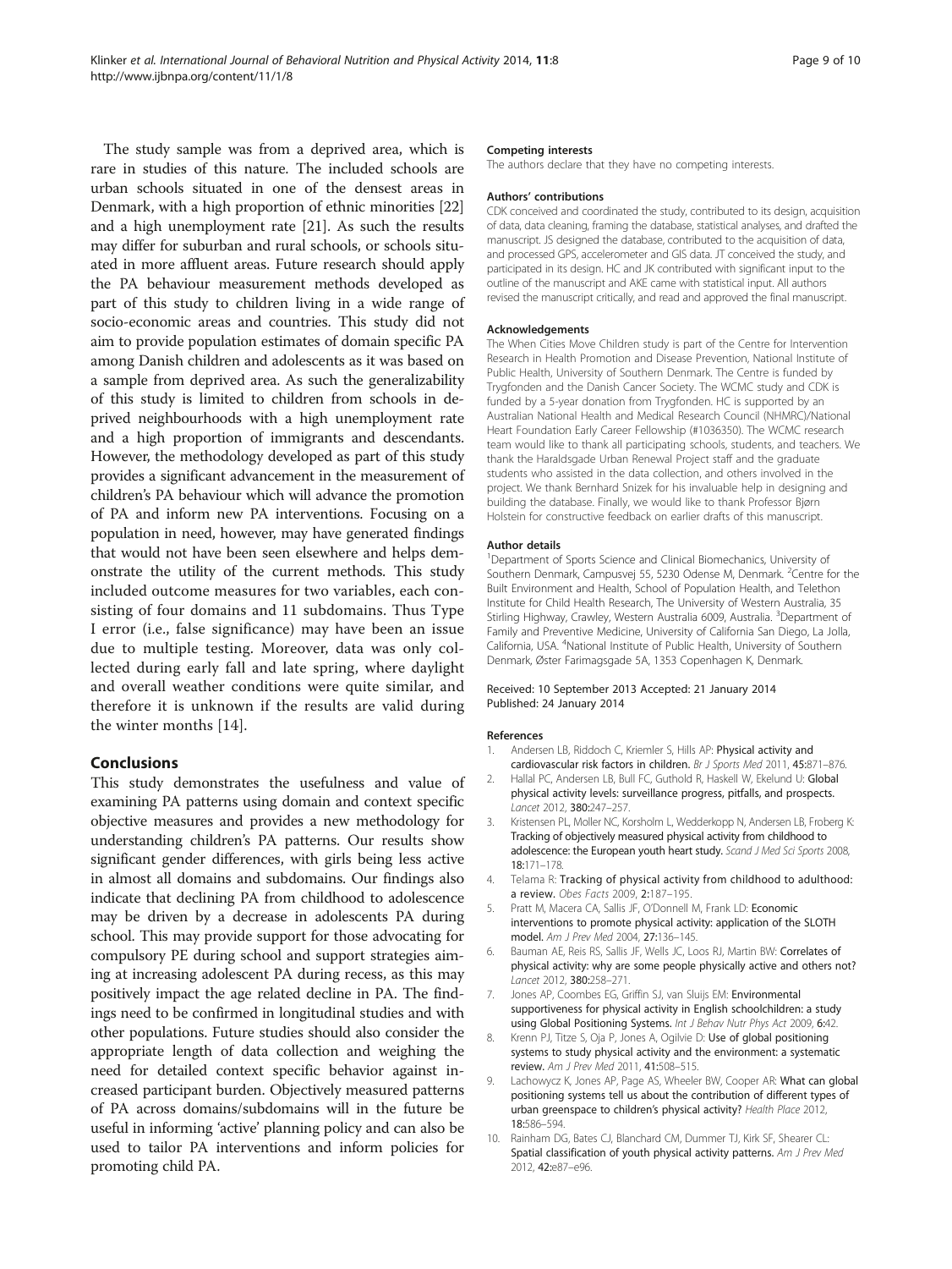The study sample was from a deprived area, which is rare in studies of this nature. The included schools are urban schools situated in one of the densest areas in Denmark, with a high proportion of ethnic minorities [22] and a high unemployment rate [21]. As such the results may differ for suburban and rural schools, or schools situated in more affluent areas. Future research should apply the PA behaviour measurement methods developed as part of this study to children living in a wide range of socio-economic areas and countries. This study did not aim to provide population estimates of domain specific PA among Danish children and adolescents as it was based on a sample from deprived area. As such the generalizability of this study is limited to children from schools in deprived neighbourhoods with a high unemployment rate and a high proportion of immigrants and descendants. However, the methodology developed as part of this study provides a significant advancement in the measurement of children's PA behaviour which will advance the promotion of PA and inform new PA interventions. Focusing on a population in need, however, may have generated findings that would not have been seen elsewhere and helps demonstrate the utility of the current methods. This study included outcome measures for two variables, each consisting of four domains and 11 subdomains. Thus Type I error (i.e., false significance) may have been an issue due to multiple testing. Moreover, data was only collected during early fall and late spring, where daylight and overall weather conditions were quite similar, and therefore it is unknown if the results are valid during the winter months [14].

## Conclusions

This study demonstrates the usefulness and value of examining PA patterns using domain and context specific objective measures and provides a new methodology for understanding children's PA patterns. Our results show significant gender differences, with girls being less active in almost all domains and subdomains. Our findings also indicate that declining PA from childhood to adolescence may be driven by a decrease in adolescents PA during school. This may provide support for those advocating for compulsory PE during school and support strategies aiming at increasing adolescent PA during recess, as this may positively impact the age related decline in PA. The findings need to be confirmed in longitudinal studies and with other populations. Future studies should also consider the appropriate length of data collection and weighing the need for detailed context specific behavior against increased participant burden. Objectively measured patterns of PA across domains/subdomains will in the future be useful in informing 'active' planning policy and can also be used to tailor PA interventions and inform policies for promoting child PA.

#### Competing interests

The authors declare that they have no competing interests.

#### Authors' contributions

CDK conceived and coordinated the study, contributed to its design, acquisition of data, data cleaning, framing the database, statistical analyses, and drafted the manuscript. JS designed the database, contributed to the acquisition of data, and processed GPS, accelerometer and GIS data. JT conceived the study, and participated in its design. HC and JK contributed with significant input to the outline of the manuscript and AKE came with statistical input. All authors revised the manuscript critically, and read and approved the final manuscript.

#### Acknowledgements

The When Cities Move Children study is part of the Centre for Intervention Research in Health Promotion and Disease Prevention, National Institute of Public Health, University of Southern Denmark. The Centre is funded by Trygfonden and the Danish Cancer Society. The WCMC study and CDK is funded by a 5-year donation from Trygfonden. HC is supported by an Australian National Health and Medical Research Council (NHMRC)/National Heart Foundation Early Career Fellowship (#1036350). The WCMC research team would like to thank all participating schools, students, and teachers. We thank the Haraldsgade Urban Renewal Project staff and the graduate students who assisted in the data collection, and others involved in the project. We thank Bernhard Snizek for his invaluable help in designing and building the database. Finally, we would like to thank Professor Bjørn Holstein for constructive feedback on earlier drafts of this manuscript.

#### Author details

[1]Department of Sports Science and Clinical Biomechanics, University of Southern Denmark, Campusvej 55, 5230 Odense M, Denmark. [2]Centre for the Built Environment and Health, School of Population Health, and Telethon Institute for Child Health Research, The University of Western Australia, 35 Stirling Highway, Crawley, Western Australia 6009, Australia. [3]Department of Family and Preventive Medicine, University of California San Diego, La Jolla, California, USA. [4]National Institute of Public Health, University of Southern Denmark, Øster Farimagsgade 5A, 1353 Copenhagen K, Denmark.

Received: 10 September 2013 Accepted: 21 January 2014
Published: 24 January 2014

#### References

1. Andersen LB, Riddoch C, Kriemler S, Hills AP: **Physical activity and cardiovascular risk factors in children.** *Br J Sports Med* 2011, **45**:871–876.
2. Hallal PC, Andersen LB, Bull FC, Guthold R, Haskell W, Ekelund U: **Global physical activity levels: surveillance progress, pitfalls, and prospects.** *Lancet* 2012, **380**:247–257.
3. Kristensen PL, Moller NC, Korsholm L, Wedderkopp N, Andersen LB, Froberg K: **Tracking of objectively measured physical activity from childhood to adolescence: the European youth heart study.** *Scand J Med Sci Sports* 2008, **18**:171–178.
4. Telama R: **Tracking of physical activity from childhood to adulthood: a review.** *Obes Facts* 2009, **2**:187–195.
5. Pratt M, Macera CA, Sallis JF, O'Donnell M, Frank LD: **Economic interventions to promote physical activity: application of the SLOTH model.** *Am J Prev Med* 2004, **27**:136–145.
6. Bauman AE, Reis RS, Sallis JF, Wells JC, Loos RJ, Martin BW: **Correlates of physical activity: why are some people physically active and others not?** *Lancet* 2012, **380**:258–271.
7. Jones AP, Coombes EG, Griffin SJ, van Sluijs EM: **Environmental supportiveness for physical activity in English schoolchildren: a study using Global Positioning Systems.** *Int J Behav Nutr Phys Act* 2009, **6**:42.
8. Krenn PJ, Titze S, Oja P, Jones A, Ogilvie D: **Use of global positioning systems to study physical activity and the environment: a systematic review.** *Am J Prev Med* 2011, **41**:508–515.
9. Lachowycz K, Jones AP, Page AS, Wheeler BW, Cooper AR: **What can global positioning systems tell us about the contribution of different types of urban greenspace to children's physical activity?** *Health Place* 2012, **18**:586–594.
10. Rainham DG, Bates CJ, Blanchard CM, Dummer TJ, Kirk SF, Shearer CL: **Spatial classification of youth physical activity patterns.** *Am J Prev Med* 2012, **42**:e87–e96.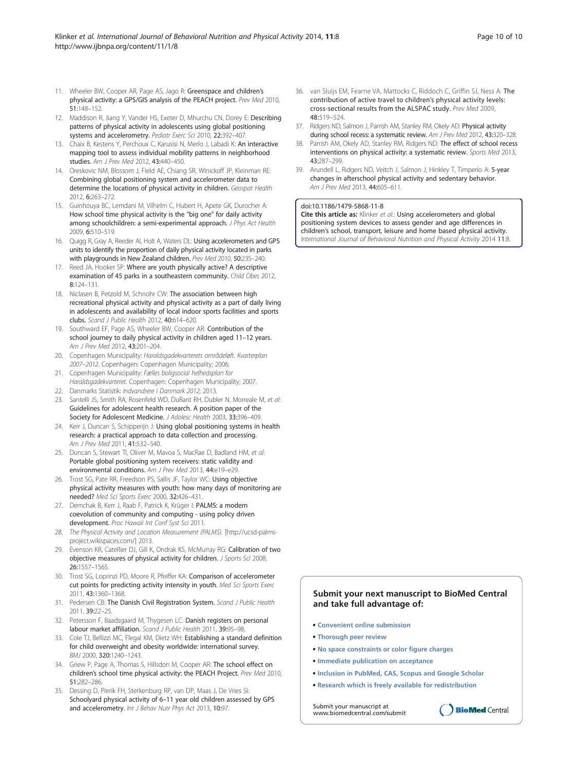11. Wheeler BW, Cooper AR, Page AS, Jago R: **Greenspace and children's physical activity: a GPS/GIS analysis of the PEACH project.** *Prev Med* 2010, **51:**148–152.
12. Maddison R, Jiang Y, Vander HS, Exeter D, Mhurchu CN, Dorey E: **Describing patterns of physical activity in adolescents using global positioning systems and accelerometry.** *Pediatr Exerc Sci* 2010, **22:**392–407.
13. Chaix B, Kestens Y, Perchoux C, Karusisi N, Merlo J, Labadi K: **An interactive mapping tool to assess individual mobility patterns in neighborhood studies.** *Am J Prev Med* 2012, **43:**440–450.
14. Oreskovic NM, Blossom J, Field AE, Chiang SR, Winickoff JP, Kleinman RE: **Combining global positioning system and accelerometer data to determine the locations of physical activity in children.** *Geospat Health* 2012, **6:**263–272.
15. Guinhouya BC, Lemdani M, Vilhelm C, Hubert H, Apete GK, Durocher A: **How school time physical activity is the "big one" for daily activity among schoolchildren: a semi-experimental approach.** *J Phys Act Health* 2009, **6:**510–519.
16. Quigg R, Gray A, Reeder AI, Holt A, Waters DL: **Using accelerometers and GPS units to identify the proportion of daily physical activity located in parks with playgrounds in New Zealand children.** *Prev Med* 2010, **50:**235–240.
17. Reed JA, Hooker SP: **Where are youth physically active? A descriptive examination of 45 parks in a southeastern community.** *Child Obes* 2012, **8:**124–131.
18. Niclasen B, Petzold M, Schnohr CW: **The association between high recreational physical activity and physical activity as a part of daily living in adolescents and availability of local indoor sports facilities and sports clubs.** *Scand J Public Health* 2012, **40:**614–620.
19. Southward EF, Page AS, Wheeler BW, Cooper AR: **Contribution of the school journey to daily physical activity in children aged 11–12 years.** *Am J Prev Med* 2012, **43:**201–204.
20. Copenhagen Municipality: *Haraldsgadekvarterets områdeløft. Kvarterplan 2007–2012.* Copenhagen: Copenhagen Municipality; 2006.
21. Copenhagen Municipality: *Fælles boligsocial helhedsplan for Haraldsgadekvarteret.* Copenhagen: Copenhagen Municipality; 2007.
22. Danmarks Statistik: *Indvandrere i Danmark 2012*; 2013.
23. Santelli JS, Smith RA, Rosenfeld WD, DuRant RH, Dubler N, Morreale M, *et al*: **Guidelines for adolescent health research. A position paper of the Society for Adolescent Medicine.** *J Adolesc Health* 2003, **33:**396–409.
24. Kerr J, Duncan S, Schipperijn J: **Using global positioning systems in health research: a practical approach to data collection and processing.** *Am J Prev Med* 2011, **41:**532–540.
25. Duncan S, Stewart TI, Oliver M, Mavoa S, MacRae D, Badland HM, *et al*: **Portable global positioning system receivers: static validity and environmental conditions.** *Am J Prev Med* 2013, **44:**e19–e29.
26. Trost SG, Pate RR, Freedson PS, Sallis JF, Taylor WC: **Using objective physical activity measures with youth: how many days of monitoring are needed?** *Med Sci Sports Exerc* 2000, **32:**426–431.
27. Demchak B, Kerr J, Raab F, Patrick K, Krüger I: **PALMS: a modern coevolution of community and computing - using policy driven development.** *Proc Hawaii Int Conf Syst Sci* 2011.
28. *The Physical Activity and Location Measurement (PALMS).* [http://ucsd-palms-project.wikispaces.com/] 2013.
29. Evenson KR, Catellier DJ, Gill K, Ondrak KS, McMurray RG: **Calibration of two objective measures of physical activity for children.** *J Sports Sci* 2008, **26:**1557–1565.
30. Trost SG, Loprinzi PD, Moore R, Pfeiffer KA: **Comparison of accelerometer cut points for predicting activity intensity in youth.** *Med Sci Sports Exerc* 2011, **43:**1360–1368.
31. Pedersen CB: **The Danish Civil Registration System.** *Scand J Public Health* 2011, **39:**22–25.
32. Petersson F, Baadsgaard M, Thygesen LC: **Danish registers on personal labour market affiliation.** *Scand J Public Health* 2011, **39:**95–98.
33. Cole TJ, Bellizzi MC, Flegal KM, Dietz WH: **Establishing a standard definition for child overweight and obesity worldwide: international survey.** *BMJ* 2000, **320:**1240–1243.
34. Griew P, Page A, Thomas S, Hillsdon M, Cooper AR: **The school effect on children's school time physical activity: the PEACH Project.** *Prev Med* 2010, **51:**282–286.
35. Dessing D, Pierik FH, Sterkenburg RP, van DP, Maas J, De Vries SI: **Schoolyard physical activity of 6–11 year old children assessed by GPS and accelerometry.** *Int J Behav Nutr Phys Act* 2013, **10:**97.
36. van Sluijs EM, Fearne VA, Mattocks C, Riddoch C, Griffin SJ, Ness A: **The contribution of active travel to children's physical activity levels: cross-sectional results from the ALSPAC study.** *Prev Med* 2009, **48:**519–524.
37. Ridgers ND, Salmon J, Parrish AM, Stanley RM, Okely AD: **Physical activity during school recess: a systematic review.** *Am J Prev Med* 2012, **43:**320–328.
38. Parrish AM, Okely AD, Stanley RM, Ridgers ND: **The effect of school recess interventions on physical activity: a systematic review.** *Sports Med* 2013, **43:**287–299.
39. Arundell L, Ridgers ND, Veitch J, Salmon J, Hinkley T, Timperio A: **5-year changes in afterschool physical activity and sedentary behavior.** *Am J Prev Med* 2013, **44:**605–611.

doi:10.1186/1479-5868-11-8

**Cite this article as:** Klinker *et al.*: Using accelerometers and global positioning system devices to assess gender and age differences in children's school, transport, leisure and home based physical activity. *International Journal of Behavioral Nutrition and Physical Activity* 2014 **11**:8.

**Submit your next manuscript to BioMed Central and take full advantage of:**

- **Convenient online submission**
- **Thorough peer review**
- **No space constraints or color figure charges**
- **Immediate publication on acceptance**
- **Inclusion in PubMed, CAS, Scopus and Google Scholar**
- **Research which is freely available for redistribution**

Submit your manuscript at
www.biomedcentral.com/submit